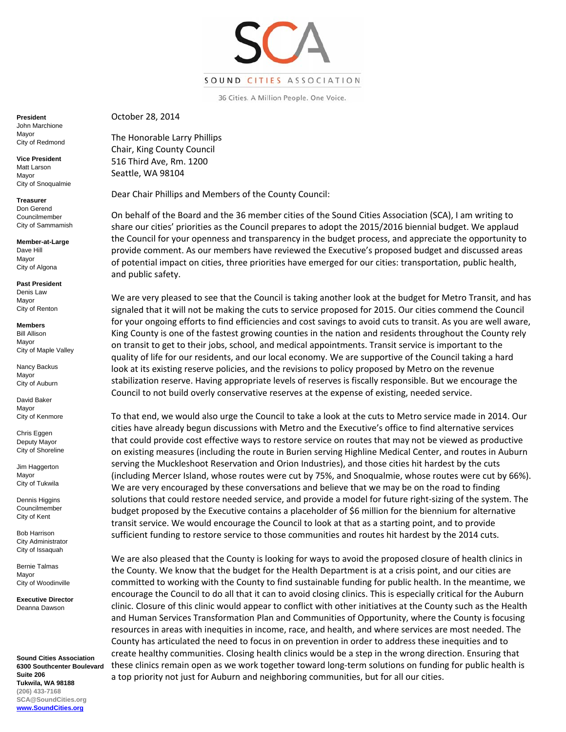# SCA

SOUND CITIES ASSOCIATION

36 Cities. A Million People. One Voice.

**President**
John Marchione
Mayor
City of Redmond

**Vice President**
Matt Larson
Mayor
City of Snoqualmie

**Treasurer**
Don Gerend
Councilmember
City of Sammamish

**Member-at-Large**
Dave Hill
Mayor
City of Algona

**Past President**
Denis Law
Mayor
City of Renton

**Members**
Bill Allison
Mayor
City of Maple Valley

Nancy Backus
Mayor
City of Auburn

David Baker
Mayor
City of Kenmore

Chris Eggen
Deputy Mayor
City of Shoreline

Jim Haggerton
Mayor
City of Tukwila

Dennis Higgins
Councilmember
City of Kent

Bob Harrison
City Administrator
City of Issaquah

Bernie Talmas
Mayor
City of Woodinville

**Executive Director**
Deanna Dawson

**Sound Cities Association**
**6300 Southcenter Boulevard**
**Suite 206**
**Tukwila, WA 98188**
**(206) 433-7168**
**SCA@SoundCities.org**
**www.SoundCities.org**

October 28, 2014

The Honorable Larry Phillips
Chair, King County Council
516 Third Ave, Rm. 1200
Seattle, WA 98104

Dear Chair Phillips and Members of the County Council:

On behalf of the Board and the 36 member cities of the Sound Cities Association (SCA), I am writing to share our cities' priorities as the Council prepares to adopt the 2015/2016 biennial budget. We applaud the Council for your openness and transparency in the budget process, and appreciate the opportunity to provide comment. As our members have reviewed the Executive's proposed budget and discussed areas of potential impact on cities, three priorities have emerged for our cities: transportation, public health, and public safety.

We are very pleased to see that the Council is taking another look at the budget for Metro Transit, and has signaled that it will not be making the cuts to service proposed for 2015. Our cities commend the Council for your ongoing efforts to find efficiencies and cost savings to avoid cuts to transit. As you are well aware, King County is one of the fastest growing counties in the nation and residents throughout the County rely on transit to get to their jobs, school, and medical appointments. Transit service is important to the quality of life for our residents, and our local economy. We are supportive of the Council taking a hard look at its existing reserve policies, and the revisions to policy proposed by Metro on the revenue stabilization reserve. Having appropriate levels of reserves is fiscally responsible. But we encourage the Council to not build overly conservative reserves at the expense of existing, needed service.

To that end, we would also urge the Council to take a look at the cuts to Metro service made in 2014. Our cities have already begun discussions with Metro and the Executive's office to find alternative services that could provide cost effective ways to restore service on routes that may not be viewed as productive on existing measures (including the route in Burien serving Highline Medical Center, and routes in Auburn serving the Muckleshoot Reservation and Orion Industries), and those cities hit hardest by the cuts (including Mercer Island, whose routes were cut by 75%, and Snoqualmie, whose routes were cut by 66%). We are very encouraged by these conversations and believe that we may be on the road to finding solutions that could restore needed service, and provide a model for future right-sizing of the system. The budget proposed by the Executive contains a placeholder of $6 million for the biennium for alternative transit service. We would encourage the Council to look at that as a starting point, and to provide sufficient funding to restore service to those communities and routes hit hardest by the 2014 cuts.

We are also pleased that the County is looking for ways to avoid the proposed closure of health clinics in the County. We know that the budget for the Health Department is at a crisis point, and our cities are committed to working with the County to find sustainable funding for public health. In the meantime, we encourage the Council to do all that it can to avoid closing clinics. This is especially critical for the Auburn clinic. Closure of this clinic would appear to conflict with other initiatives at the County such as the Health and Human Services Transformation Plan and Communities of Opportunity, where the County is focusing resources in areas with inequities in income, race, and health, and where services are most needed. The County has articulated the need to focus in on prevention in order to address these inequities and to create healthy communities. Closing health clinics would be a step in the wrong direction. Ensuring that these clinics remain open as we work together toward long-term solutions on funding for public health is a top priority not just for Auburn and neighboring communities, but for all our cities.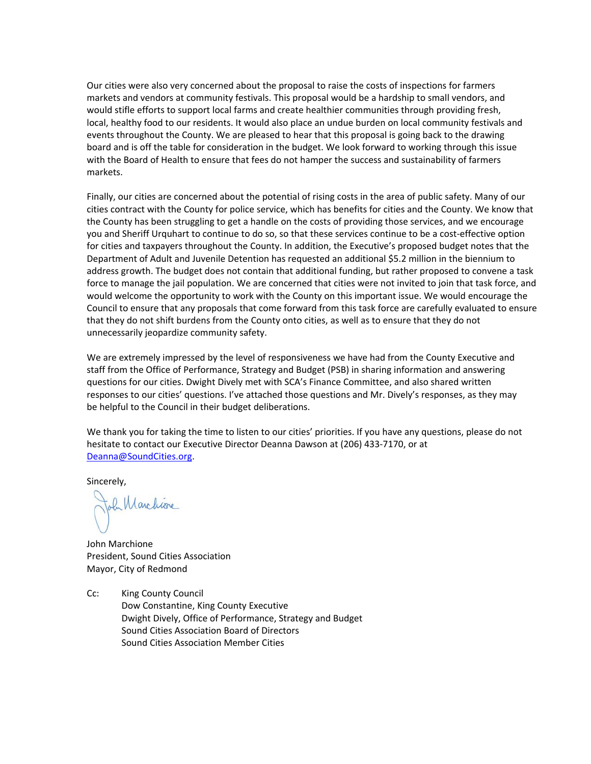Our cities were also very concerned about the proposal to raise the costs of inspections for farmers markets and vendors at community festivals. This proposal would be a hardship to small vendors, and would stifle efforts to support local farms and create healthier communities through providing fresh, local, healthy food to our residents. It would also place an undue burden on local community festivals and events throughout the County. We are pleased to hear that this proposal is going back to the drawing board and is off the table for consideration in the budget. We look forward to working through this issue with the Board of Health to ensure that fees do not hamper the success and sustainability of farmers markets.

Finally, our cities are concerned about the potential of rising costs in the area of public safety. Many of our cities contract with the County for police service, which has benefits for cities and the County. We know that the County has been struggling to get a handle on the costs of providing those services, and we encourage you and Sheriff Urquhart to continue to do so, so that these services continue to be a cost-effective option for cities and taxpayers throughout the County. In addition, the Executive's proposed budget notes that the Department of Adult and Juvenile Detention has requested an additional $5.2 million in the biennium to address growth. The budget does not contain that additional funding, but rather proposed to convene a task force to manage the jail population. We are concerned that cities were not invited to join that task force, and would welcome the opportunity to work with the County on this important issue. We would encourage the Council to ensure that any proposals that come forward from this task force are carefully evaluated to ensure that they do not shift burdens from the County onto cities, as well as to ensure that they do not unnecessarily jeopardize community safety.

We are extremely impressed by the level of responsiveness we have had from the County Executive and staff from the Office of Performance, Strategy and Budget (PSB) in sharing information and answering questions for our cities. Dwight Dively met with SCA's Finance Committee, and also shared written responses to our cities' questions. I've attached those questions and Mr. Dively's responses, as they may be helpful to the Council in their budget deliberations.

We thank you for taking the time to listen to our cities' priorities. If you have any questions, please do not hesitate to contact our Executive Director Deanna Dawson at (206) 433-7170, or at Deanna@SoundCities.org.

Sincerely,

John Marchione

John Marchione
President, Sound Cities Association
Mayor, City of Redmond

Cc: King County Council
Dow Constantine, King County Executive
Dwight Dively, Office of Performance, Strategy and Budget
Sound Cities Association Board of Directors
Sound Cities Association Member Cities